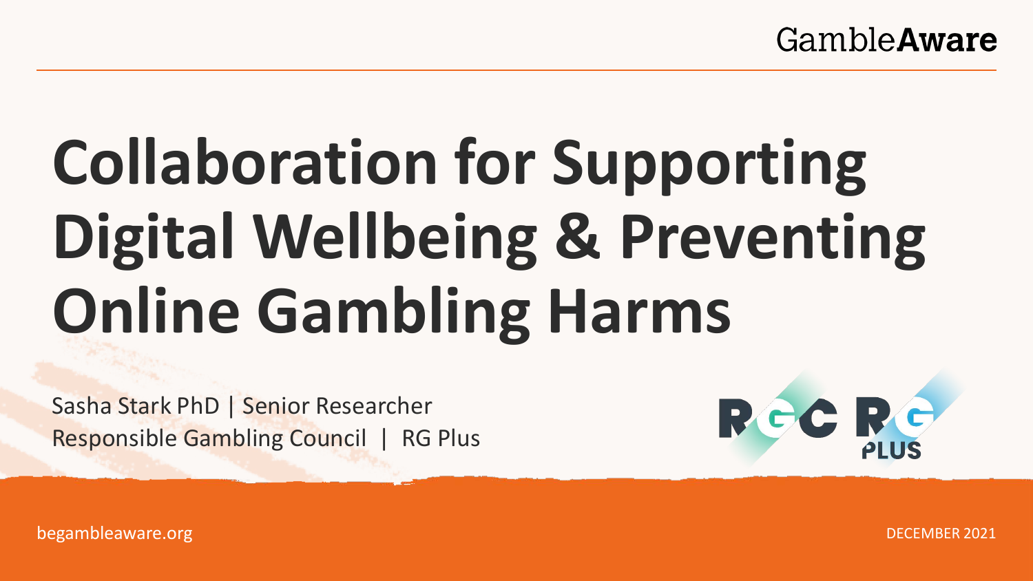GambleAware

# Collaboration for Supporting Digital Wellbeing & Preventing Online Gambling Harms

Sasha Stark PhD | Senior Researcher

Responsible Gambling Council | RG Plus

RGC RG PLUS

begambleaware.org

DECEMBER 2021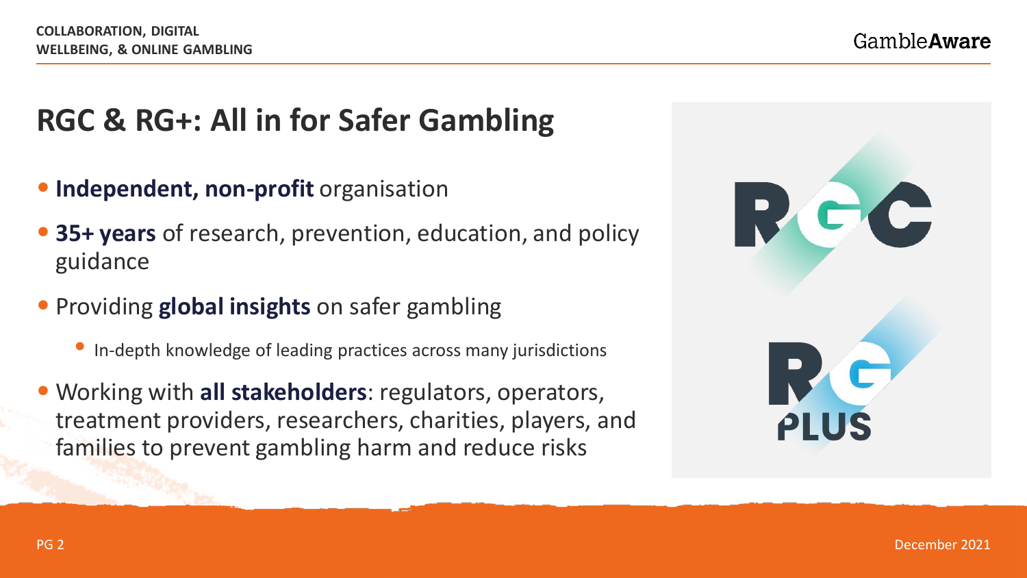## RGC & RG+: All in for Safer Gambling

- **Independent, non-profit** organisation
- **35+ years** of research, prevention, education, and policy guidance
- Providing **global insights** on safer gambling
  - In-depth knowledge of leading practices across many jurisdictions
- Working with **all stakeholders**: regulators, operators, treatment providers, researchers, charities, players, and families to prevent gambling harm and reduce risks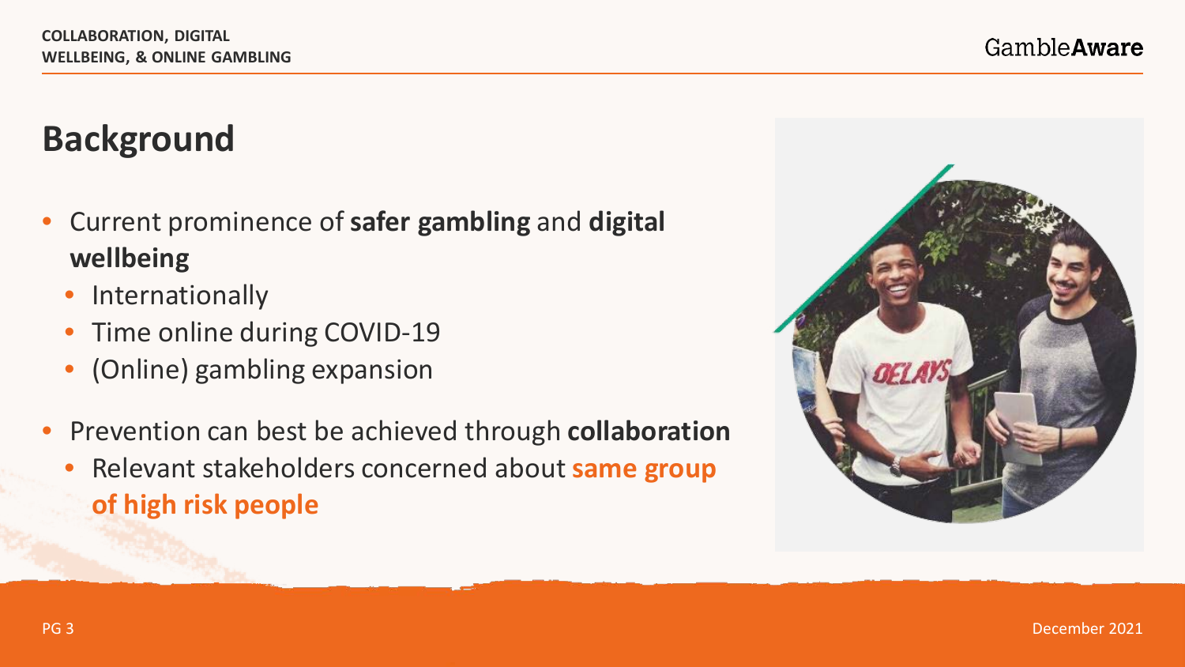# Background

- Current prominence of **safer gambling** and **digital wellbeing**
  - Internationally
  - Time online during COVID-19
  - (Online) gambling expansion
- Prevention can best be achieved through **collaboration**
  - Relevant stakeholders concerned about **same group of high risk people**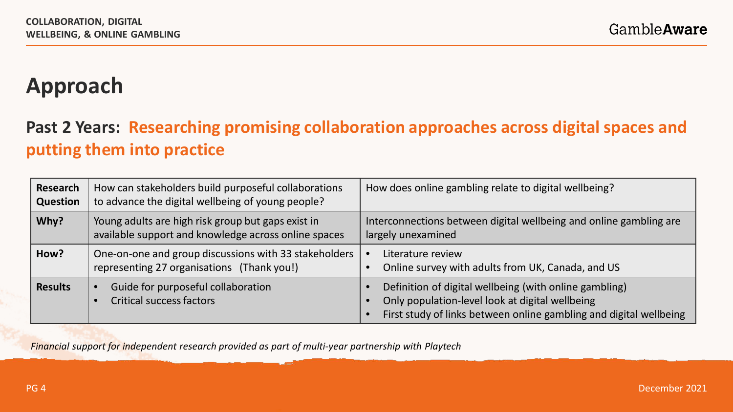# Approach

## Past 2 Years: Researching promising collaboration approaches across digital spaces and putting them into practice

| | | |
|---|---|---|
| **Research Question** | How can stakeholders build purposeful collaborations to advance the digital wellbeing of young people? | How does online gambling relate to digital wellbeing? |
| **Why?** | Young adults are high risk group but gaps exist in available support and knowledge across online spaces | Interconnections between digital wellbeing and online gambling are largely unexamined |
| **How?** | One-on-one and group discussions with 33 stakeholders representing 27 organisations (Thank you!) | • Literature review<br>• Online survey with adults from UK, Canada, and US |
| **Results** | • Guide for purposeful collaboration<br>• Critical success factors | • Definition of digital wellbeing (with online gambling)<br>• Only population-level look at digital wellbeing<br>• First study of links between online gambling and digital wellbeing |

*Financial support for independent research provided as part of multi-year partnership with Playtech*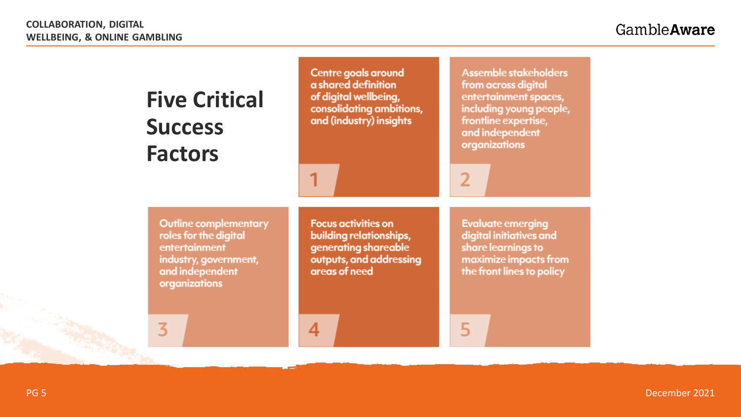# Five Critical Success Factors

1. Centre goals around a shared definition of digital wellbeing, consolidating ambitions, and (industry) insights
2. Assemble stakeholders from across digital entertainment spaces, including young people, frontline expertise, and independent organizations
3. Outline complementary roles for the digital entertainment industry, government, and independent organizations
4. Focus activities on building relationships, generating shareable outputs, and addressing areas of need
5. Evaluate emerging digital initiatives and share learnings to maximize impacts from the front lines to policy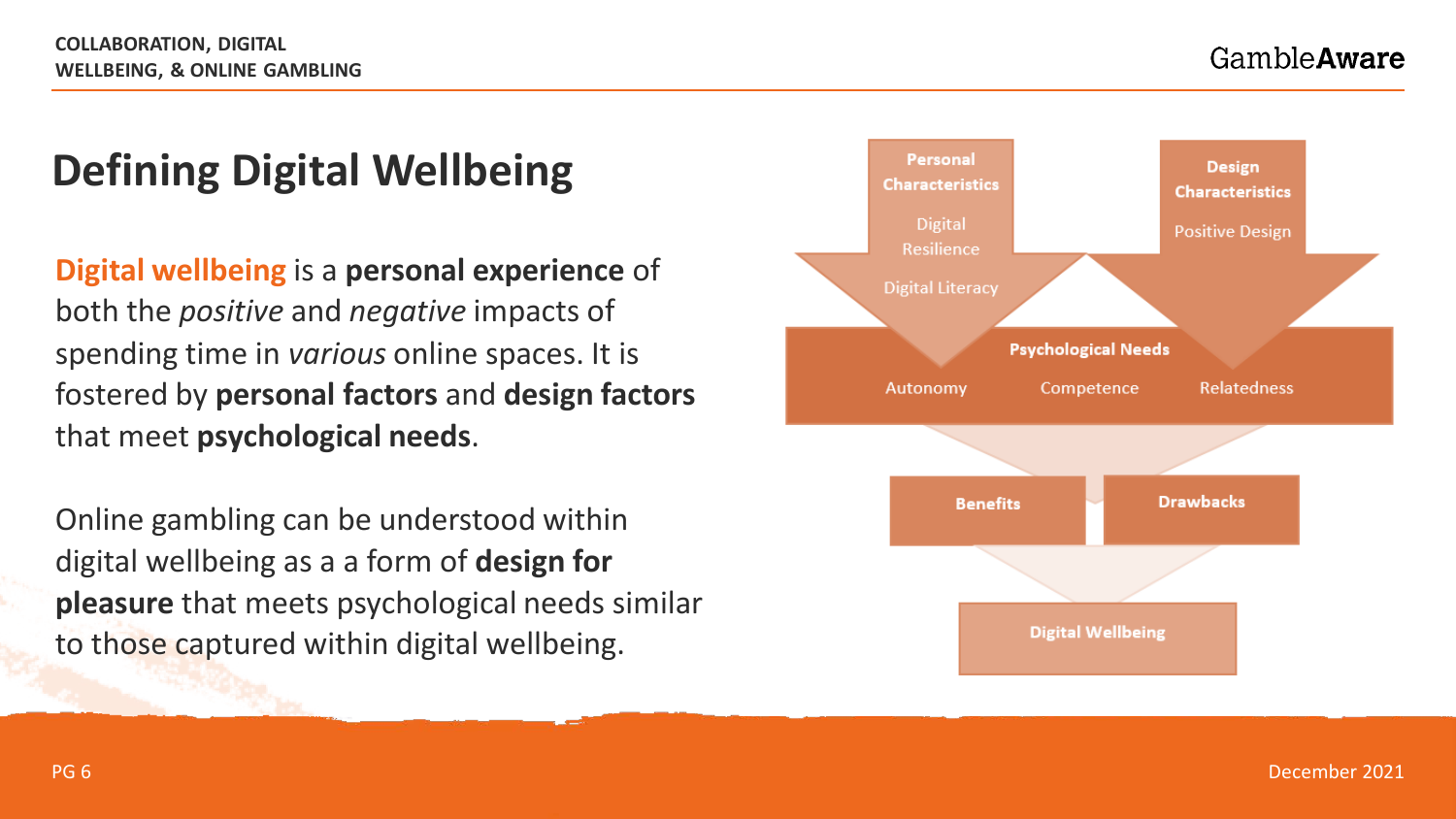# Defining Digital Wellbeing

**Digital wellbeing** is a **personal experience** of both the *positive* and *negative* impacts of spending time in *various* online spaces. It is fostered by **personal factors** and **design factors** that meet **psychological needs**.

Online gambling can be understood within digital wellbeing as a a form of **design for pleasure** that meets psychological needs similar to those captured within digital wellbeing.

**Personal Characteristics**
- Digital Resilience
- Digital Literacy

**Design Characteristics**
- Positive Design

**Psychological Needs**
- Autonomy
- Competence
- Relatedness

**Benefits** | **Drawbacks**

**Digital Wellbeing**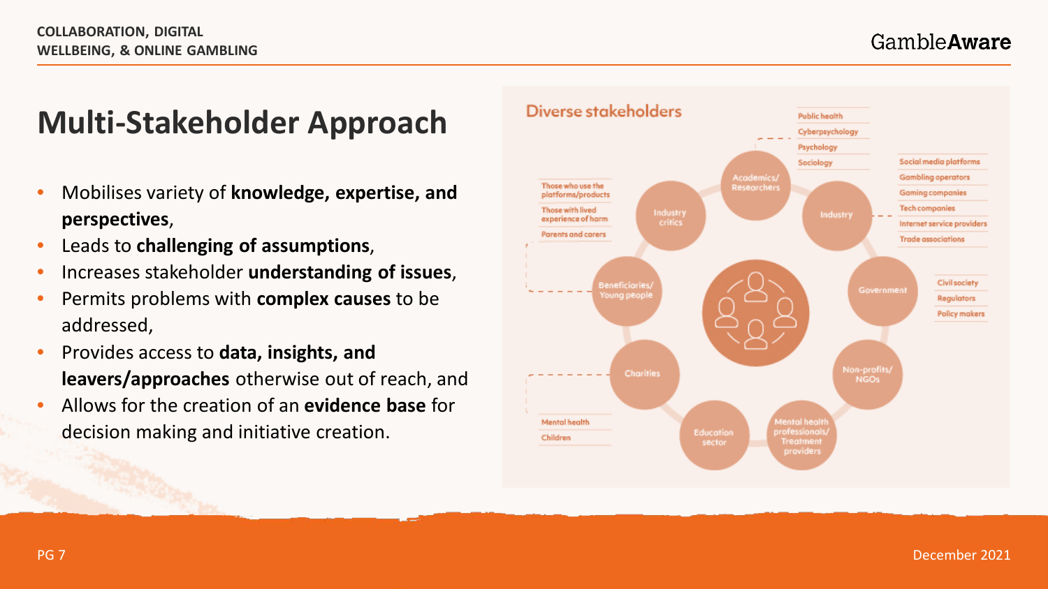# Multi-Stakeholder Approach

- Mobilises variety of **knowledge, expertise, and perspectives**,
- Leads to **challenging of assumptions**,
- Increases stakeholder **understanding of issues**,
- Permits problems with **complex causes** to be addressed,
- Provides access to **data, insights, and leavers/approaches** otherwise out of reach, and
- Allows for the creation of an **evidence base** for decision making and initiative creation.

## Diverse stakeholders

- Academics/Researchers
  - Public health
  - Cyberpsychology
  - Psychology
  - Sociology
- Industry
  - Social media platforms
  - Gambling operators
  - Gaming companies
  - Tech companies
  - Internet service providers
  - Trade associations
- Government
  - Civil society
  - Regulators
  - Policy makers
- Non-profits/NGOs
- Mental health professionals/Treatment providers
- Education sector
- Charities
  - Mental health
  - Children
- Beneficiaries/Young people
  - Those who use the platforms/products
  - Those with lived experience of harm
  - Parents and carers
- Industry critics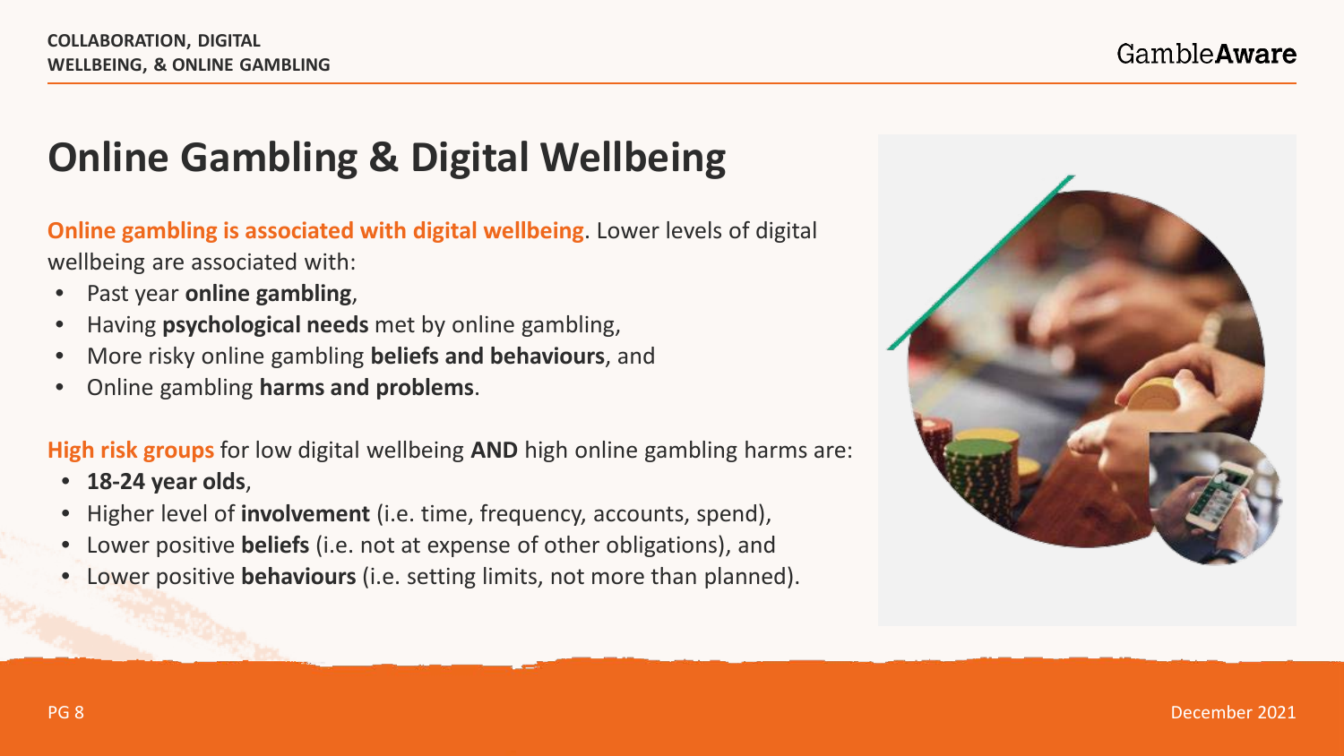# Online Gambling & Digital Wellbeing

**Online gambling is associated with digital wellbeing**. Lower levels of digital wellbeing are associated with:

- Past year **online gambling**,
- Having **psychological needs** met by online gambling,
- More risky online gambling **beliefs and behaviours**, and
- Online gambling **harms and problems**.

**High risk groups** for low digital wellbeing **AND** high online gambling harms are:

- **18-24 year olds**,
- Higher level of **involvement** (i.e. time, frequency, accounts, spend),
- Lower positive **beliefs** (i.e. not at expense of other obligations), and
- Lower positive **behaviours** (i.e. setting limits, not more than planned).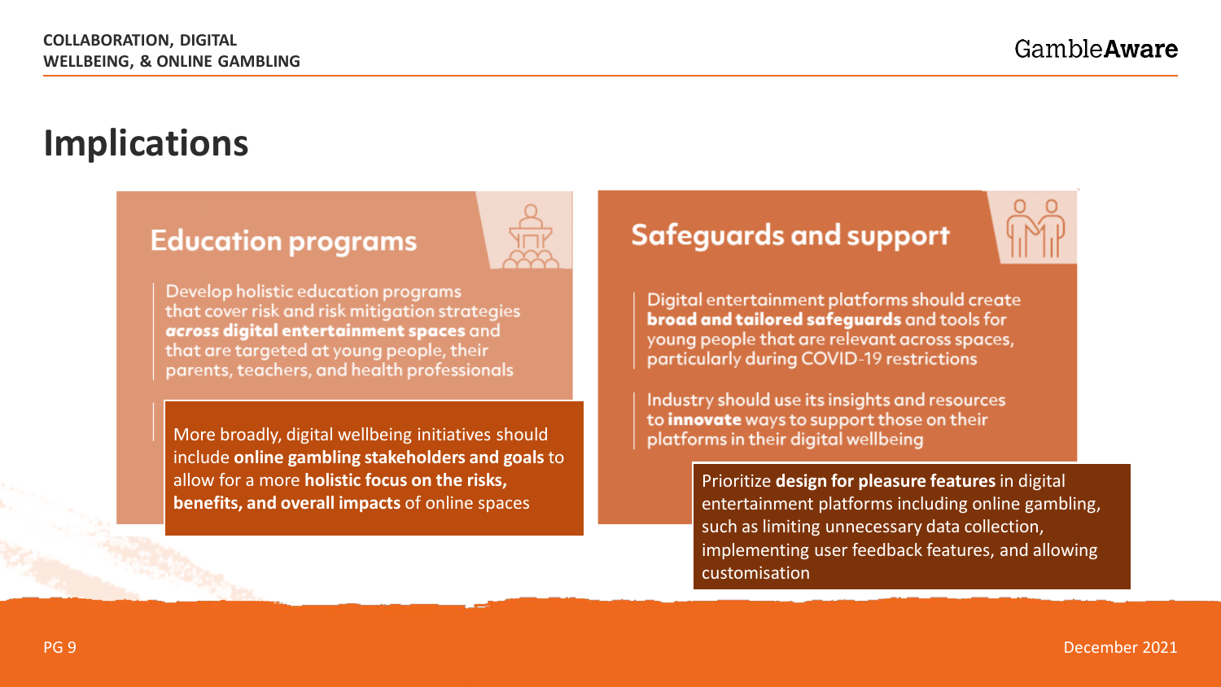# Implications

## Education programs

Develop holistic education programs that cover risk and risk mitigation strategies ***across* digital entertainment spaces** and that are targeted at young people, their parents, teachers, and health professionals

More broadly, digital wellbeing initiatives should include **online gambling stakeholders and goals** to allow for a more **holistic focus on the risks, benefits, and overall impacts** of online spaces

## Safeguards and support

Digital entertainment platforms should create **broad and tailored safeguards** and tools for young people that are relevant across spaces, particularly during COVID-19 restrictions

Industry should use its insights and resources to **innovate** ways to support those on their platforms in their digital wellbeing

Prioritize **design for pleasure features** in digital entertainment platforms including online gambling, such as limiting unnecessary data collection, implementing user feedback features, and allowing customisation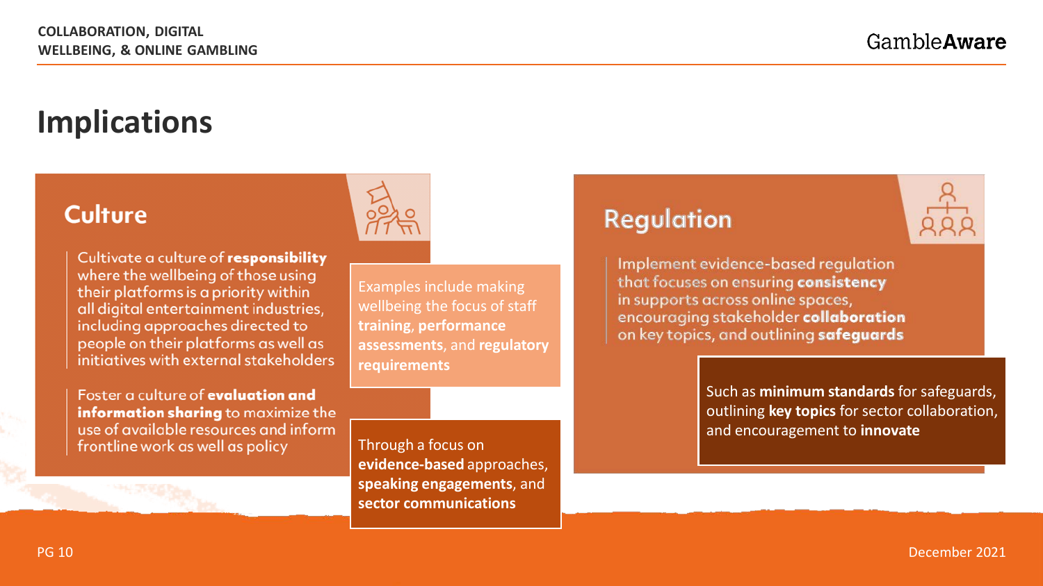# Implications

## Culture

Cultivate a culture of **responsibility** where the wellbeing of those using their platforms is a priority within all digital entertainment industries, including approaches directed to people on their platforms as well as initiatives with external stakeholders

Examples include making wellbeing the focus of staff **training**, **performance assessments**, and **regulatory requirements**

Foster a culture of **evaluation and information sharing** to maximize the use of available resources and inform frontline work as well as policy

Through a focus on **evidence-based** approaches, **speaking engagements**, and **sector communications**

## Regulation

Implement evidence-based regulation that focuses on ensuring **consistency** in supports across online spaces, encouraging stakeholder **collaboration** on key topics, and outlining **safeguards**

Such as **minimum standards** for safeguards, outlining **key topics** for sector collaboration, and encouragement to **innovate**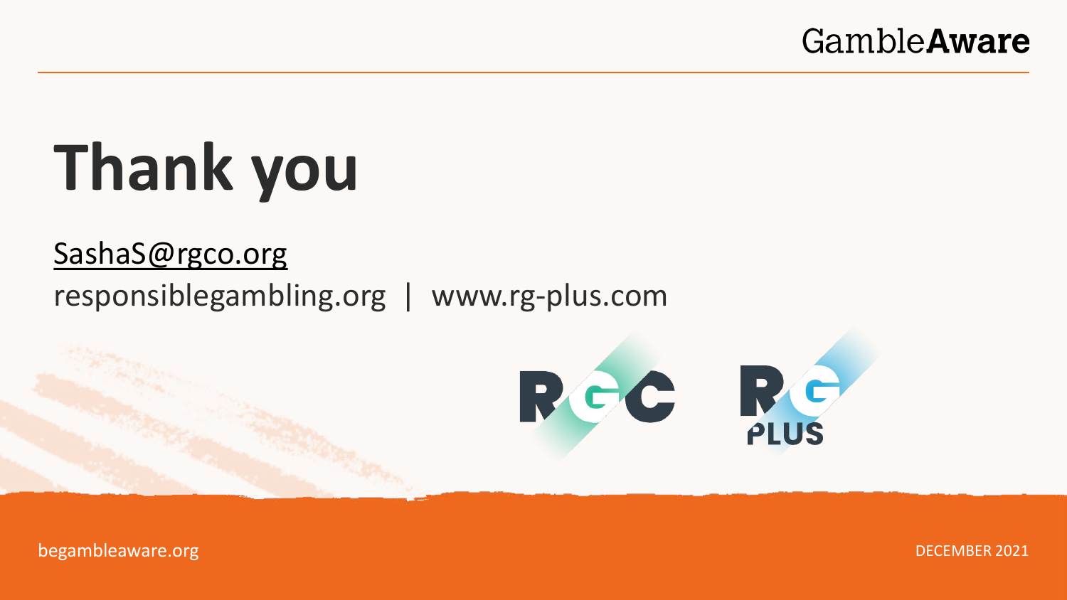# Thank you

SashaS@rgco.org

responsiblegambling.org | www.rg-plus.com